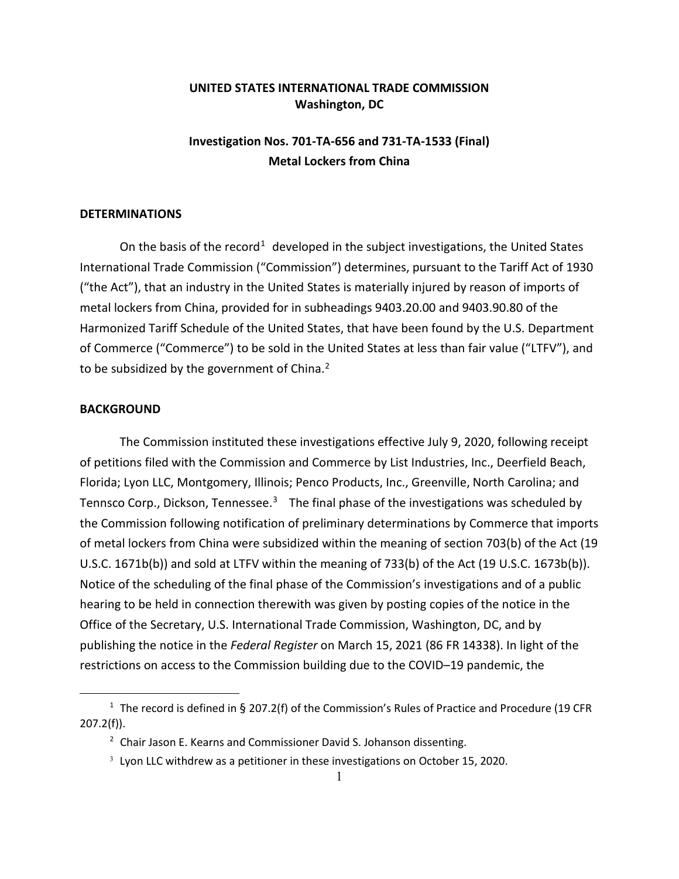**UNITED STATES INTERNATIONAL TRADE COMMISSION**
**Washington, DC**

**Investigation Nos. 701-TA-656 and 731-TA-1533 (Final)**
**Metal Lockers from China**

**DETERMINATIONS**

On the basis of the record[1] developed in the subject investigations, the United States International Trade Commission ("Commission") determines, pursuant to the Tariff Act of 1930 ("the Act"), that an industry in the United States is materially injured by reason of imports of metal lockers from China, provided for in subheadings 9403.20.00 and 9403.90.80 of the Harmonized Tariff Schedule of the United States, that have been found by the U.S. Department of Commerce ("Commerce") to be sold in the United States at less than fair value ("LTFV"), and to be subsidized by the government of China.[2]

**BACKGROUND**

The Commission instituted these investigations effective July 9, 2020, following receipt of petitions filed with the Commission and Commerce by List Industries, Inc., Deerfield Beach, Florida; Lyon LLC, Montgomery, Illinois; Penco Products, Inc., Greenville, North Carolina; and Tennsco Corp., Dickson, Tennessee.[3] The final phase of the investigations was scheduled by the Commission following notification of preliminary determinations by Commerce that imports of metal lockers from China were subsidized within the meaning of section 703(b) of the Act (19 U.S.C. 1671b(b)) and sold at LTFV within the meaning of 733(b) of the Act (19 U.S.C. 1673b(b)). Notice of the scheduling of the final phase of the Commission's investigations and of a public hearing to be held in connection therewith was given by posting copies of the notice in the Office of the Secretary, U.S. International Trade Commission, Washington, DC, and by publishing the notice in the *Federal Register* on March 15, 2021 (86 FR 14338). In light of the restrictions on access to the Commission building due to the COVID–19 pandemic, the

---

[1] The record is defined in § 207.2(f) of the Commission's Rules of Practice and Procedure (19 CFR 207.2(f)).

[2] Chair Jason E. Kearns and Commissioner David S. Johanson dissenting.

[3] Lyon LLC withdrew as a petitioner in these investigations on October 15, 2020.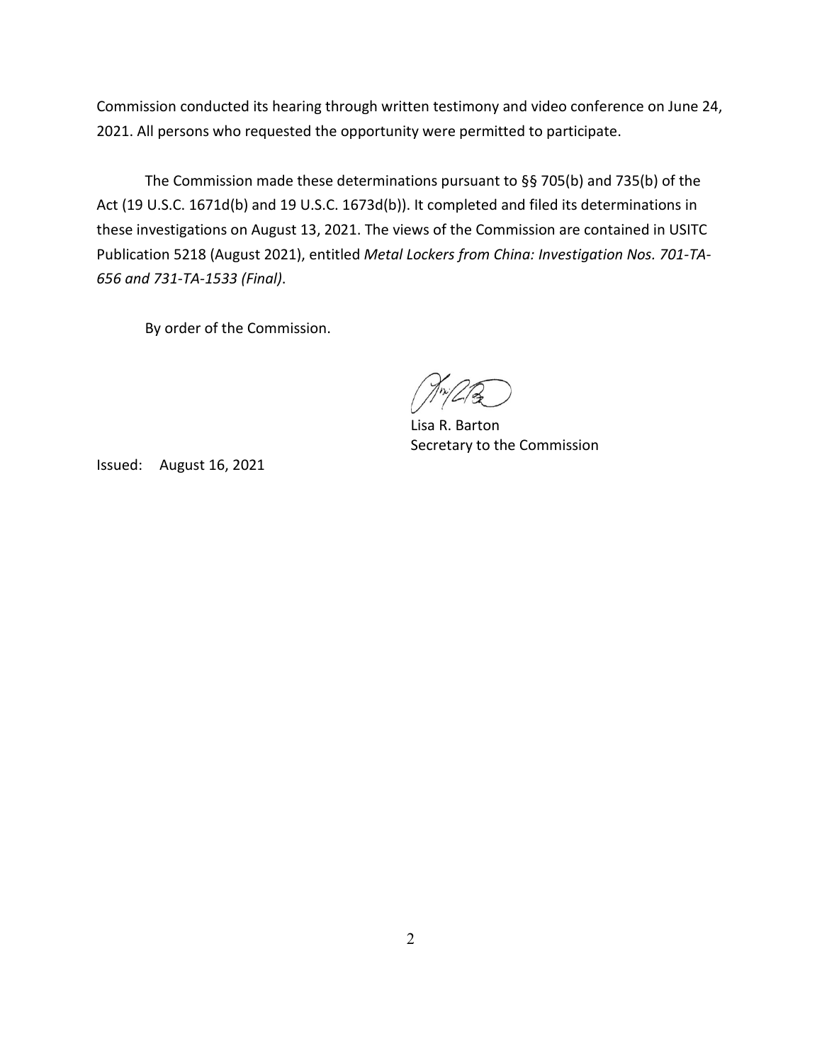Commission conducted its hearing through written testimony and video conference on June 24, 2021. All persons who requested the opportunity were permitted to participate.

The Commission made these determinations pursuant to §§ 705(b) and 735(b) of the Act (19 U.S.C. 1671d(b) and 19 U.S.C. 1673d(b)). It completed and filed its determinations in these investigations on August 13, 2021. The views of the Commission are contained in USITC Publication 5218 (August 2021), entitled *Metal Lockers from China: Investigation Nos. 701-TA-656 and 731-TA-1533 (Final)*.

By order of the Commission.

Lisa R. Barton
Secretary to the Commission

Issued: August 16, 2021